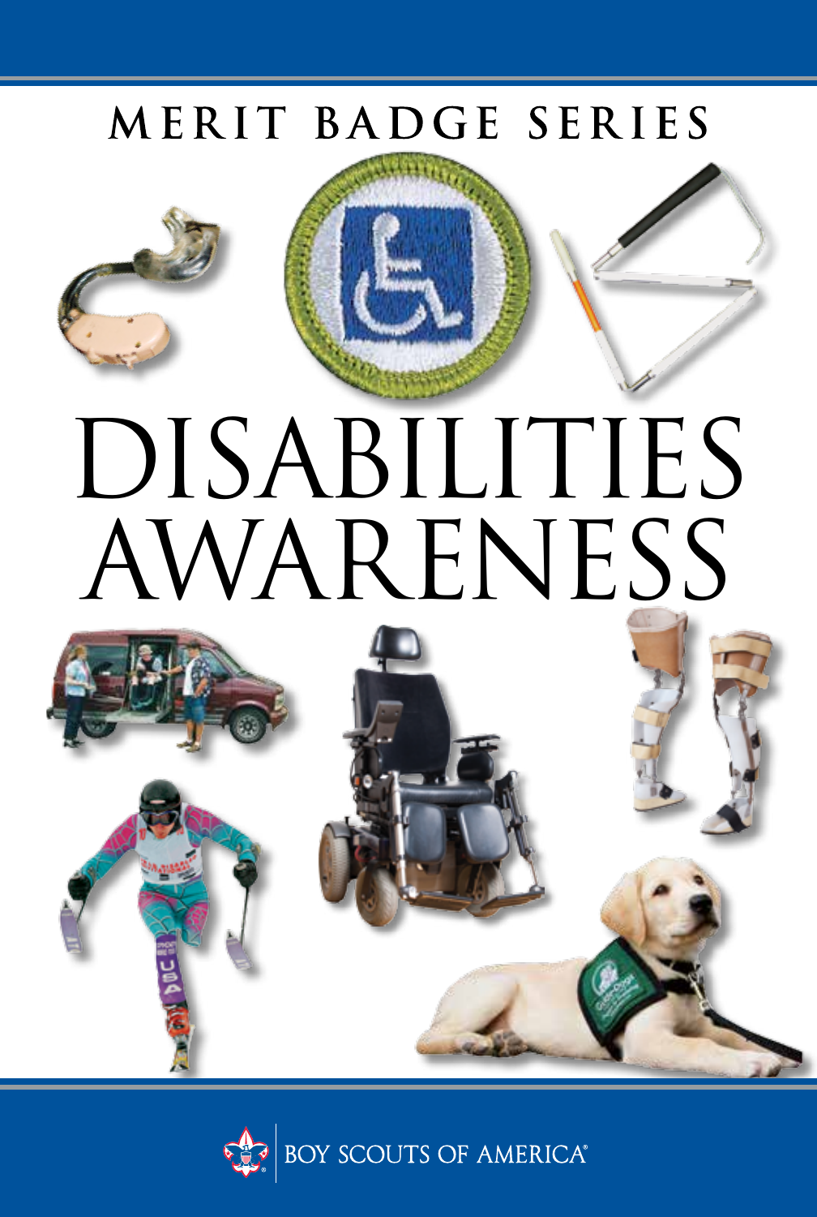MERIT BADGE SERIES

# DISABILITIES AWARENESS

BOY SCOUTS OF AMERICA®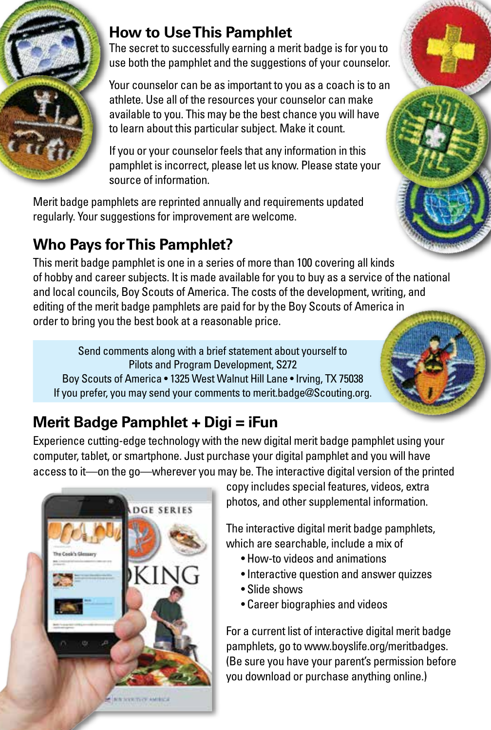## How to Use This Pamphlet

The secret to successfully earning a merit badge is for you to use both the pamphlet and the suggestions of your counselor.

Your counselor can be as important to you as a coach is to an athlete. Use all of the resources your counselor can make available to you. This may be the best chance you will have to learn about this particular subject. Make it count.

If you or your counselor feels that any information in this pamphlet is incorrect, please let us know. Please state your source of information.

Merit badge pamphlets are reprinted annually and requirements updated regularly. Your suggestions for improvement are welcome.

## Who Pays for This Pamphlet?

This merit badge pamphlet is one in a series of more than 100 covering all kinds of hobby and career subjects. It is made available for you to buy as a service of the national and local councils, Boy Scouts of America. The costs of the development, writing, and editing of the merit badge pamphlets are paid for by the Boy Scouts of America in order to bring you the best book at a reasonable price.

Send comments along with a brief statement about yourself to
Pilots and Program Development, S272
Boy Scouts of America • 1325 West Walnut Hill Lane • Irving, TX 75038
If you prefer, you may send your comments to merit.badge@Scouting.org.

## Merit Badge Pamphlet + Digi = iFun

Experience cutting-edge technology with the new digital merit badge pamphlet using your computer, tablet, or smartphone. Just purchase your digital pamphlet and you will have access to it—on the go—wherever you may be. The interactive digital version of the printed copy includes special features, videos, extra photos, and other supplemental information.

The interactive digital merit badge pamphlets, which are searchable, include a mix of

- How-to videos and animations
- Interactive question and answer quizzes
- Slide shows
- Career biographies and videos

For a current list of interactive digital merit badge pamphlets, go to www.boyslife.org/meritbadges. (Be sure you have your parent's permission before you download or purchase anything online.)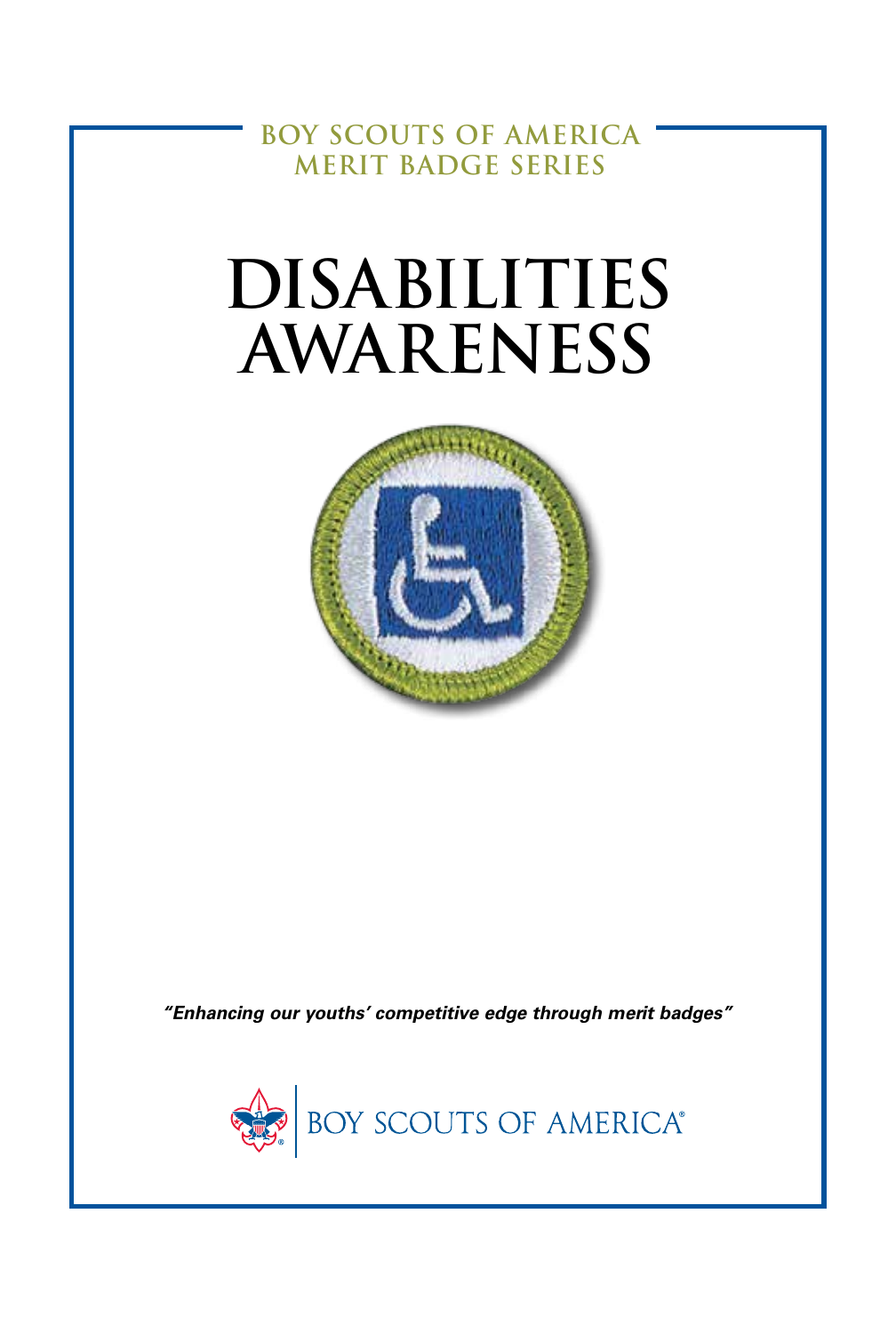BOY SCOUTS OF AMERICA
MERIT BADGE SERIES

# DISABILITIES AWARENESS

*"Enhancing our youths' competitive edge through merit badges"*

BOY SCOUTS OF AMERICA®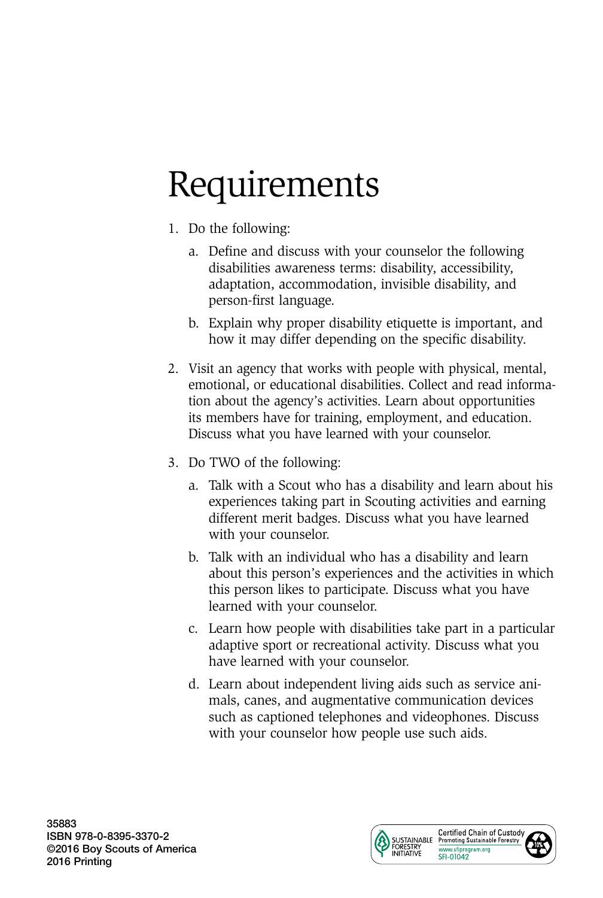# Requirements

1. Do the following:
   a. Define and discuss with your counselor the following disabilities awareness terms: disability, accessibility, adaptation, accommodation, invisible disability, and person-first language.
   b. Explain why proper disability etiquette is important, and how it may differ depending on the specific disability.
2. Visit an agency that works with people with physical, mental, emotional, or educational disabilities. Collect and read information about the agency's activities. Learn about opportunities its members have for training, employment, and education. Discuss what you have learned with your counselor.
3. Do TWO of the following:
   a. Talk with a Scout who has a disability and learn about his experiences taking part in Scouting activities and earning different merit badges. Discuss what you have learned with your counselor.
   b. Talk with an individual who has a disability and learn about this person's experiences and the activities in which this person likes to participate. Discuss what you have learned with your counselor.
   c. Learn how people with disabilities take part in a particular adaptive sport or recreational activity. Discuss what you have learned with your counselor.
   d. Learn about independent living aids such as service animals, canes, and augmentative communication devices such as captioned telephones and videophones. Discuss with your counselor how people use such aids.

35883
ISBN 978-0-8395-3370-2
©2016 Boy Scouts of America
2016 Printing

SUSTAINABLE FORESTRY INITIATIVE
Certified Chain of Custody
Promoting Sustainable Forestry
www.sfiprogram.org
SFI-01042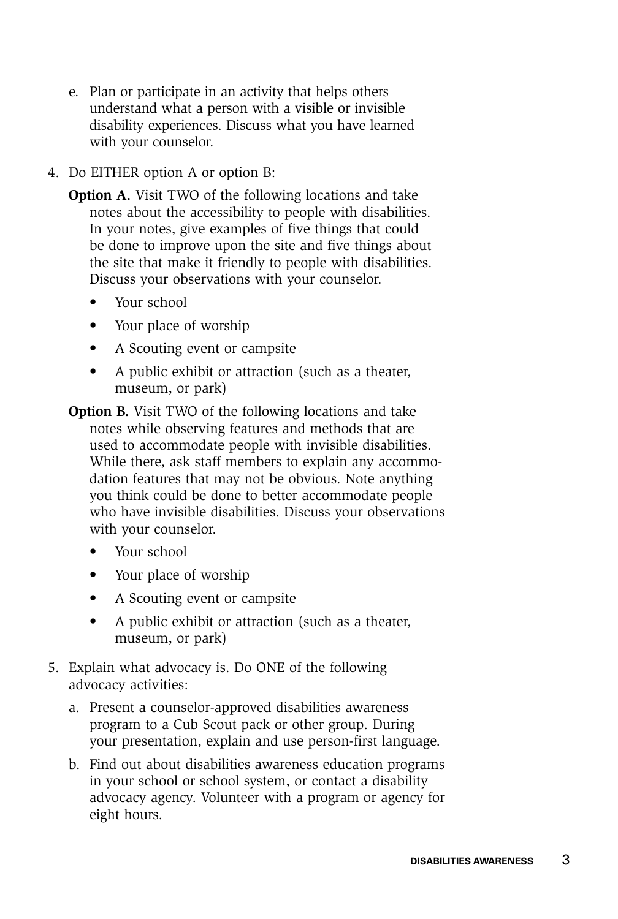e. Plan or participate in an activity that helps others understand what a person with a visible or invisible disability experiences. Discuss what you have learned with your counselor.

4. Do EITHER option A or option B:

   **Option A.** Visit TWO of the following locations and take notes about the accessibility to people with disabilities. In your notes, give examples of five things that could be done to improve upon the site and five things about the site that make it friendly to people with disabilities. Discuss your observations with your counselor.

   - Your school
   - Your place of worship
   - A Scouting event or campsite
   - A public exhibit or attraction (such as a theater, museum, or park)

   **Option B.** Visit TWO of the following locations and take notes while observing features and methods that are used to accommodate people with invisible disabilities. While there, ask staff members to explain any accommodation features that may not be obvious. Note anything you think could be done to better accommodate people who have invisible disabilities. Discuss your observations with your counselor.

   - Your school
   - Your place of worship
   - A Scouting event or campsite
   - A public exhibit or attraction (such as a theater, museum, or park)

5. Explain what advocacy is. Do ONE of the following advocacy activities:

   a. Present a counselor-approved disabilities awareness program to a Cub Scout pack or other group. During your presentation, explain and use person-first language.

   b. Find out about disabilities awareness education programs in your school or school system, or contact a disability advocacy agency. Volunteer with a program or agency for eight hours.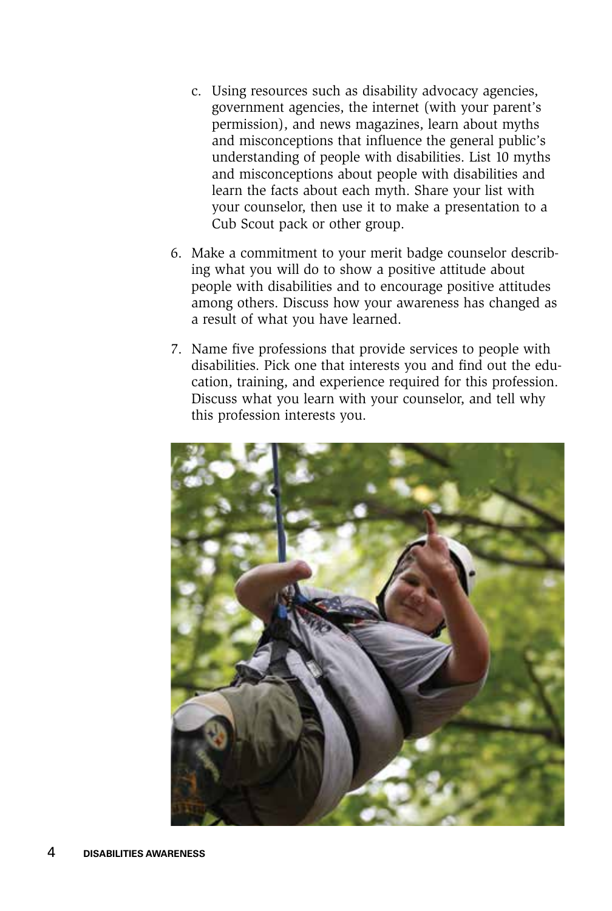c. Using resources such as disability advocacy agencies, government agencies, the internet (with your parent's permission), and news magazines, learn about myths and misconceptions that influence the general public's understanding of people with disabilities. List 10 myths and misconceptions about people with disabilities and learn the facts about each myth. Share your list with your counselor, then use it to make a presentation to a Cub Scout pack or other group.

6. Make a commitment to your merit badge counselor describing what you will do to show a positive attitude about people with disabilities and to encourage positive attitudes among others. Discuss how your awareness has changed as a result of what you have learned.

7. Name five professions that provide services to people with disabilities. Pick one that interests you and find out the education, training, and experience required for this profession. Discuss what you learn with your counselor, and tell why this profession interests you.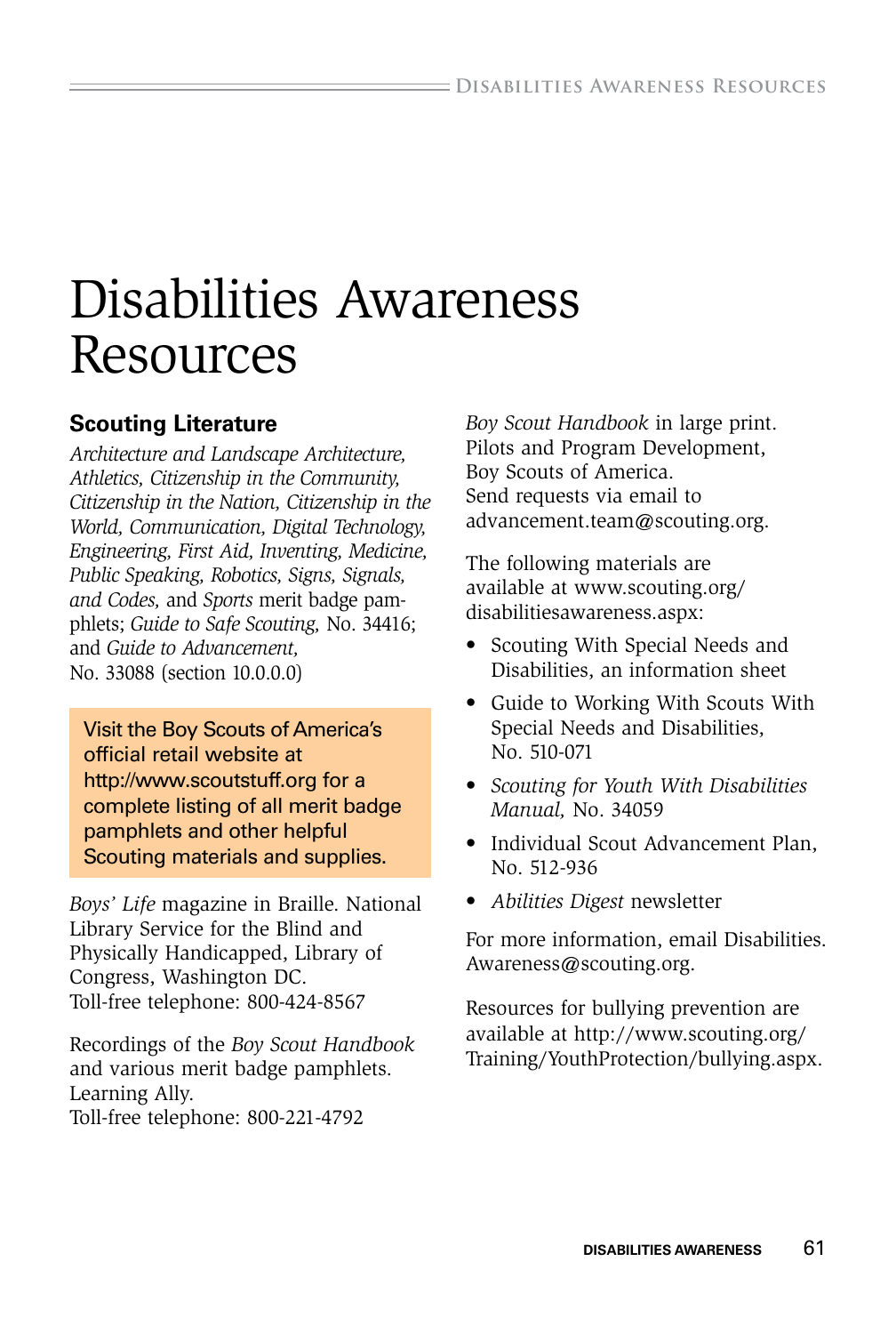# Disabilities Awareness Resources

## Scouting Literature

*Architecture and Landscape Architecture, Athletics, Citizenship in the Community, Citizenship in the Nation, Citizenship in the World, Communication, Digital Technology, Engineering, First Aid, Inventing, Medicine, Public Speaking, Robotics, Signs, Signals, and Codes,* and *Sports* merit badge pamphlets; *Guide to Safe Scouting,* No. 34416; and *Guide to Advancement,* No. 33088 (section 10.0.0.0)

Visit the Boy Scouts of America's official retail website at http://www.scoutstuff.org for a complete listing of all merit badge pamphlets and other helpful Scouting materials and supplies.

*Boys' Life* magazine in Braille. National Library Service for the Blind and Physically Handicapped, Library of Congress, Washington DC.
Toll-free telephone: 800-424-8567

Recordings of the *Boy Scout Handbook* and various merit badge pamphlets. Learning Ally.
Toll-free telephone: 800-221-4792

*Boy Scout Handbook* in large print. Pilots and Program Development, Boy Scouts of America.
Send requests via email to advancement.team@scouting.org.

The following materials are available at www.scouting.org/disabilitiesawareness.aspx:

- Scouting With Special Needs and Disabilities, an information sheet
- Guide to Working With Scouts With Special Needs and Disabilities, No. 510-071
- *Scouting for Youth With Disabilities Manual,* No. 34059
- Individual Scout Advancement Plan, No. 512-936
- *Abilities Digest* newsletter

For more information, email Disabilities.Awareness@scouting.org.

Resources for bullying prevention are available at http://www.scouting.org/Training/YouthProtection/bullying.aspx.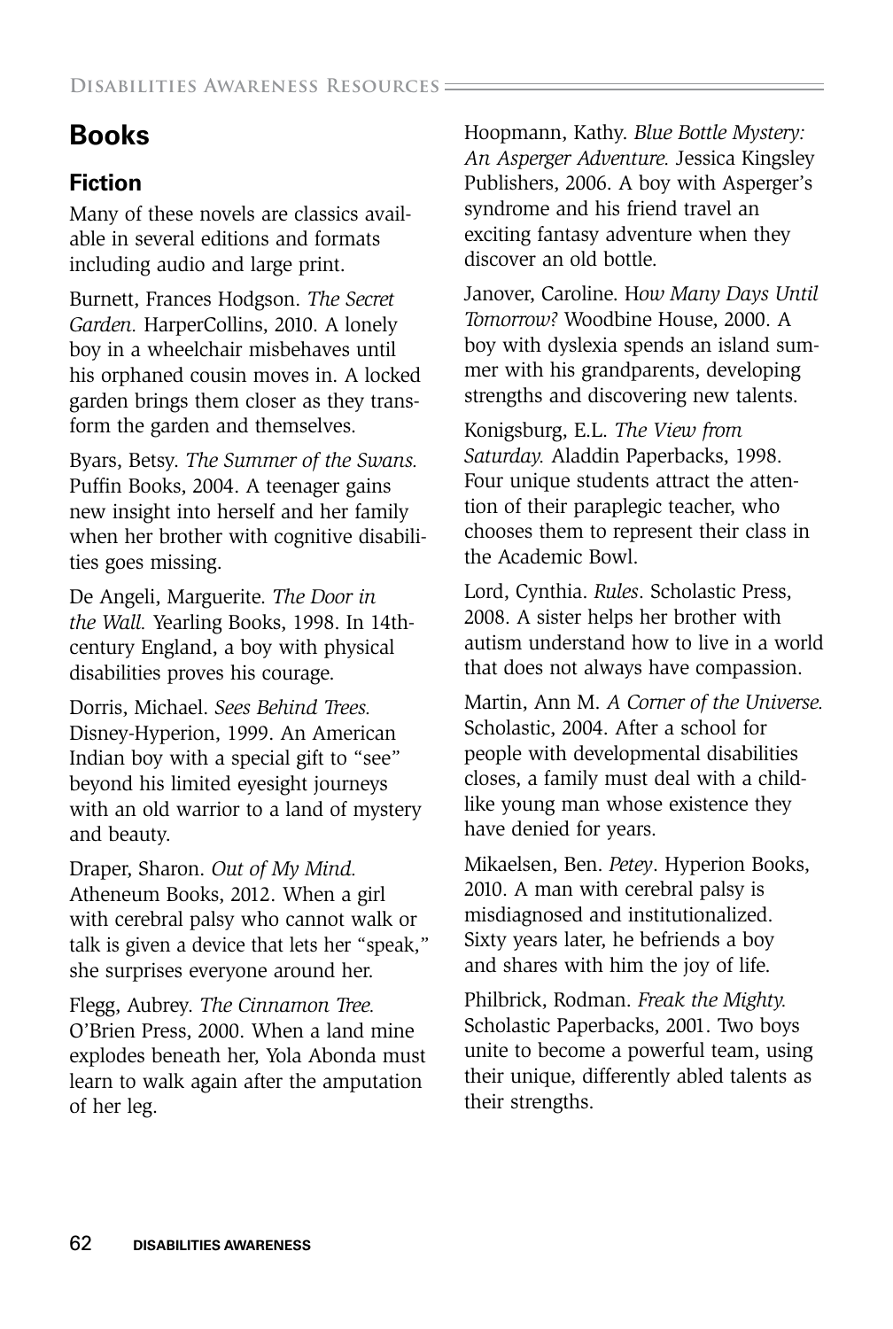## Books

### Fiction

Many of these novels are classics available in several editions and formats including audio and large print.

Burnett, Frances Hodgson. *The Secret Garden.* HarperCollins, 2010. A lonely boy in a wheelchair misbehaves until his orphaned cousin moves in. A locked garden brings them closer as they transform the garden and themselves.

Byars, Betsy. *The Summer of the Swans.* Puffin Books, 2004. A teenager gains new insight into herself and her family when her brother with cognitive disabilities goes missing.

De Angeli, Marguerite. *The Door in the Wall.* Yearling Books, 1998. In 14th-century England, a boy with physical disabilities proves his courage.

Dorris, Michael. *Sees Behind Trees.* Disney-Hyperion, 1999. An American Indian boy with a special gift to "see" beyond his limited eyesight journeys with an old warrior to a land of mystery and beauty.

Draper, Sharon. *Out of My Mind.* Atheneum Books, 2012. When a girl with cerebral palsy who cannot walk or talk is given a device that lets her "speak," she surprises everyone around her.

Flegg, Aubrey. *The Cinnamon Tree.* O'Brien Press, 2000. When a land mine explodes beneath her, Yola Abonda must learn to walk again after the amputation of her leg.

Hoopmann, Kathy. *Blue Bottle Mystery: An Asperger Adventure.* Jessica Kingsley Publishers, 2006. A boy with Asperger's syndrome and his friend travel an exciting fantasy adventure when they discover an old bottle.

Janover, Caroline. *How Many Days Until Tomorrow?* Woodbine House, 2000. A boy with dyslexia spends an island summer with his grandparents, developing strengths and discovering new talents.

Konigsburg, E.L. *The View from Saturday.* Aladdin Paperbacks, 1998. Four unique students attract the attention of their paraplegic teacher, who chooses them to represent their class in the Academic Bowl.

Lord, Cynthia. *Rules*. Scholastic Press, 2008. A sister helps her brother with autism understand how to live in a world that does not always have compassion.

Martin, Ann M. *A Corner of the Universe.* Scholastic, 2004. After a school for people with developmental disabilities closes, a family must deal with a childlike young man whose existence they have denied for years.

Mikaelsen, Ben. *Petey*. Hyperion Books, 2010. A man with cerebral palsy is misdiagnosed and institutionalized. Sixty years later, he befriends a boy and shares with him the joy of life.

Philbrick, Rodman. *Freak the Mighty.* Scholastic Paperbacks, 2001. Two boys unite to become a powerful team, using their unique, differently abled talents as their strengths.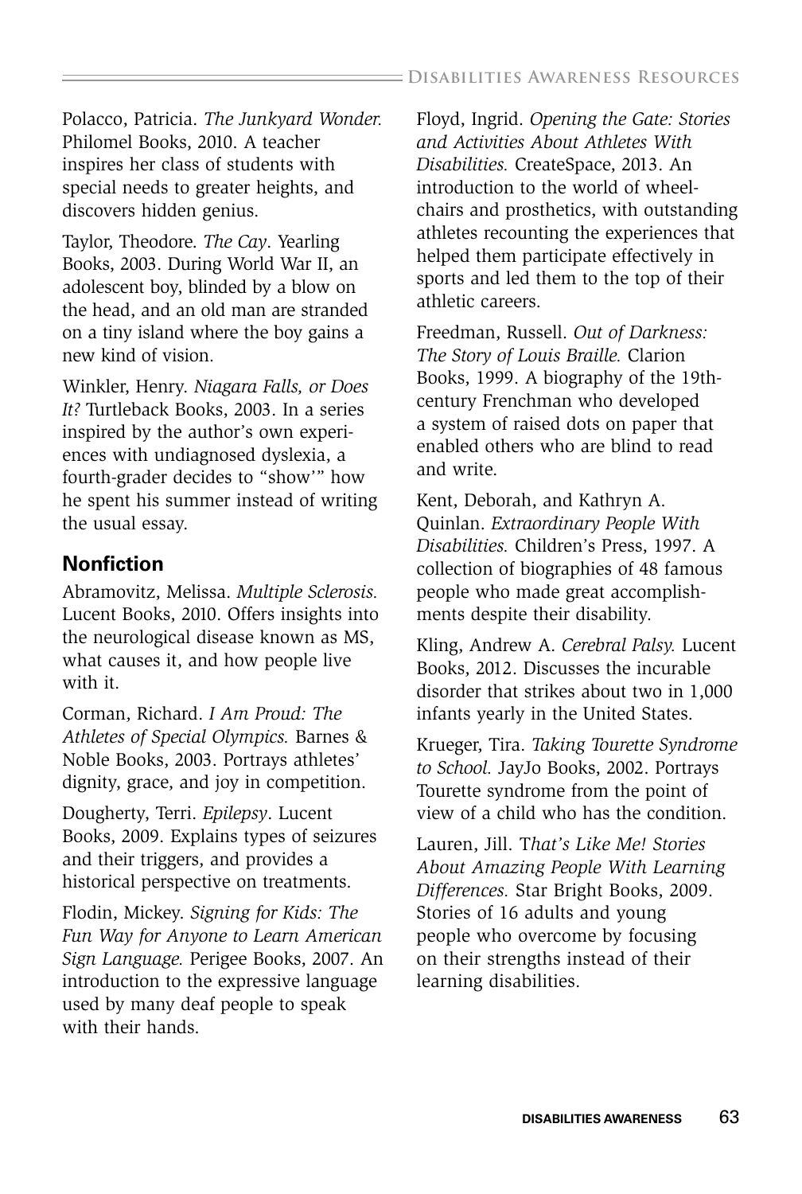Polacco, Patricia. *The Junkyard Wonder.* Philomel Books, 2010. A teacher inspires her class of students with special needs to greater heights, and discovers hidden genius.

Taylor, Theodore. *The Cay*. Yearling Books, 2003. During World War II, an adolescent boy, blinded by a blow on the head, and an old man are stranded on a tiny island where the boy gains a new kind of vision.

Winkler, Henry. *Niagara Falls, or Does It?* Turtleback Books, 2003. In a series inspired by the author's own experiences with undiagnosed dyslexia, a fourth-grader decides to "show'" how he spent his summer instead of writing the usual essay.

## Nonfiction

Abramovitz, Melissa. *Multiple Sclerosis.* Lucent Books, 2010. Offers insights into the neurological disease known as MS, what causes it, and how people live with it.

Corman, Richard. *I Am Proud: The Athletes of Special Olympics.* Barnes & Noble Books, 2003. Portrays athletes' dignity, grace, and joy in competition.

Dougherty, Terri. *Epilepsy*. Lucent Books, 2009. Explains types of seizures and their triggers, and provides a historical perspective on treatments.

Flodin, Mickey. *Signing for Kids: The Fun Way for Anyone to Learn American Sign Language.* Perigee Books, 2007. An introduction to the expressive language used by many deaf people to speak with their hands.

Floyd, Ingrid. *Opening the Gate: Stories and Activities About Athletes With Disabilities.* CreateSpace, 2013. An introduction to the world of wheelchairs and prosthetics, with outstanding athletes recounting the experiences that helped them participate effectively in sports and led them to the top of their athletic careers.

Freedman, Russell. *Out of Darkness: The Story of Louis Braille.* Clarion Books, 1999. A biography of the 19th-century Frenchman who developed a system of raised dots on paper that enabled others who are blind to read and write.

Kent, Deborah, and Kathryn A. Quinlan. *Extraordinary People With Disabilities.* Children's Press, 1997. A collection of biographies of 48 famous people who made great accomplishments despite their disability.

Kling, Andrew A. *Cerebral Palsy.* Lucent Books, 2012. Discusses the incurable disorder that strikes about two in 1,000 infants yearly in the United States.

Krueger, Tira. *Taking Tourette Syndrome to School.* JayJo Books, 2002. Portrays Tourette syndrome from the point of view of a child who has the condition.

Lauren, Jill. T*hat's Like Me! Stories About Amazing People With Learning Differences.* Star Bright Books, 2009. Stories of 16 adults and young people who overcome by focusing on their strengths instead of their learning disabilities.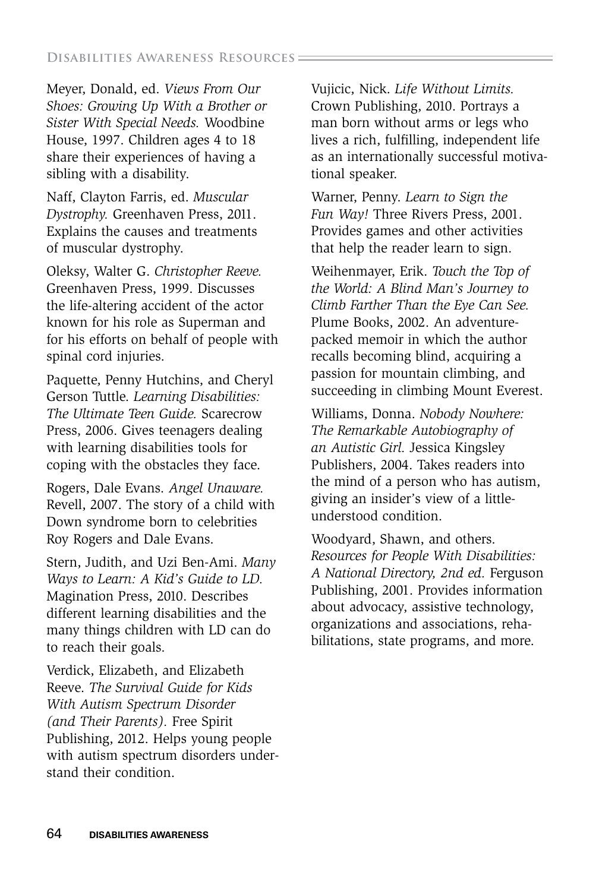Meyer, Donald, ed. *Views From Our Shoes: Growing Up With a Brother or Sister With Special Needs.* Woodbine House, 1997. Children ages 4 to 18 share their experiences of having a sibling with a disability.

Naff, Clayton Farris, ed. *Muscular Dystrophy.* Greenhaven Press, 2011. Explains the causes and treatments of muscular dystrophy.

Oleksy, Walter G. *Christopher Reeve.* Greenhaven Press, 1999. Discusses the life-altering accident of the actor known for his role as Superman and for his efforts on behalf of people with spinal cord injuries.

Paquette, Penny Hutchins, and Cheryl Gerson Tuttle. *Learning Disabilities: The Ultimate Teen Guide.* Scarecrow Press, 2006. Gives teenagers dealing with learning disabilities tools for coping with the obstacles they face.

Rogers, Dale Evans. *Angel Unaware.* Revell, 2007. The story of a child with Down syndrome born to celebrities Roy Rogers and Dale Evans.

Stern, Judith, and Uzi Ben-Ami. *Many Ways to Learn: A Kid's Guide to LD.* Magination Press, 2010. Describes different learning disabilities and the many things children with LD can do to reach their goals.

Verdick, Elizabeth, and Elizabeth Reeve. *The Survival Guide for Kids With Autism Spectrum Disorder (and Their Parents).* Free Spirit Publishing, 2012. Helps young people with autism spectrum disorders understand their condition.

Vujicic, Nick. *Life Without Limits.* Crown Publishing, 2010. Portrays a man born without arms or legs who lives a rich, fulfilling, independent life as an internationally successful motivational speaker.

Warner, Penny. *Learn to Sign the Fun Way!* Three Rivers Press, 2001. Provides games and other activities that help the reader learn to sign.

Weihenmayer, Erik. *Touch the Top of the World: A Blind Man's Journey to Climb Farther Than the Eye Can See.* Plume Books, 2002. An adventure-packed memoir in which the author recalls becoming blind, acquiring a passion for mountain climbing, and succeeding in climbing Mount Everest.

Williams, Donna. *Nobody Nowhere: The Remarkable Autobiography of an Autistic Girl.* Jessica Kingsley Publishers, 2004. Takes readers into the mind of a person who has autism, giving an insider's view of a little-understood condition.

Woodyard, Shawn, and others. *Resources for People With Disabilities: A National Directory, 2nd ed.* Ferguson Publishing, 2001. Provides information about advocacy, assistive technology, organizations and associations, rehabilitations, state programs, and more.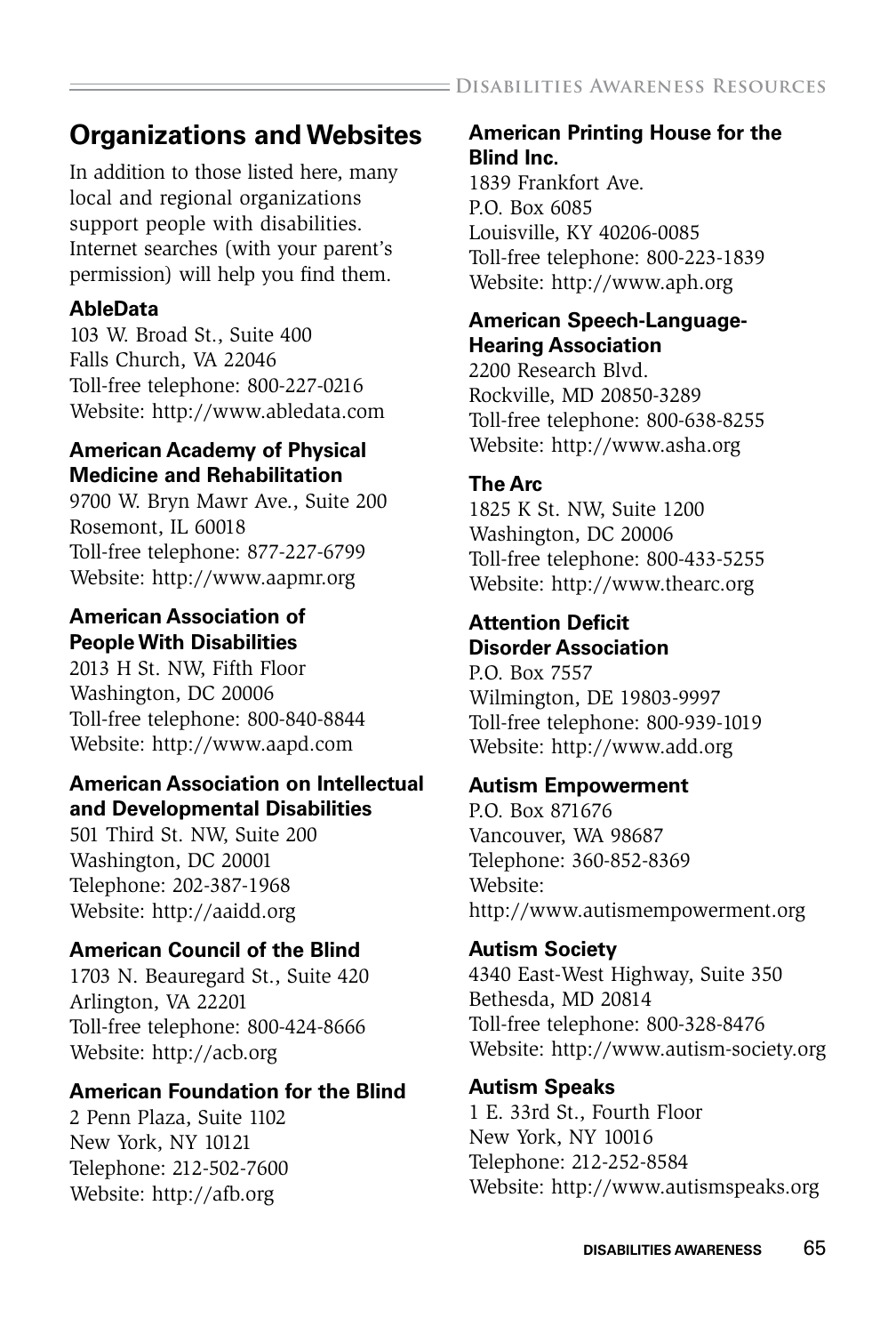## Organizations and Websites

In addition to those listed here, many local and regional organizations support people with disabilities. Internet searches (with your parent's permission) will help you find them.

**AbleData**
103 W. Broad St., Suite 400
Falls Church, VA 22046
Toll-free telephone: 800-227-0216
Website: http://www.abledata.com

**American Academy of Physical Medicine and Rehabilitation**
9700 W. Bryn Mawr Ave., Suite 200
Rosemont, IL 60018
Toll-free telephone: 877-227-6799
Website: http://www.aapmr.org

**American Association of People With Disabilities**
2013 H St. NW, Fifth Floor
Washington, DC 20006
Toll-free telephone: 800-840-8844
Website: http://www.aapd.com

**American Association on Intellectual and Developmental Disabilities**
501 Third St. NW, Suite 200
Washington, DC 20001
Telephone: 202-387-1968
Website: http://aaidd.org

**American Council of the Blind**
1703 N. Beauregard St., Suite 420
Arlington, VA 22201
Toll-free telephone: 800-424-8666
Website: http://acb.org

**American Foundation for the Blind**
2 Penn Plaza, Suite 1102
New York, NY 10121
Telephone: 212-502-7600
Website: http://afb.org

**American Printing House for the Blind Inc.**
1839 Frankfort Ave.
P.O. Box 6085
Louisville, KY 40206-0085
Toll-free telephone: 800-223-1839
Website: http://www.aph.org

**American Speech-Language-Hearing Association**
2200 Research Blvd.
Rockville, MD 20850-3289
Toll-free telephone: 800-638-8255
Website: http://www.asha.org

**The Arc**
1825 K St. NW, Suite 1200
Washington, DC 20006
Toll-free telephone: 800-433-5255
Website: http://www.thearc.org

**Attention Deficit Disorder Association**
P.O. Box 7557
Wilmington, DE 19803-9997
Toll-free telephone: 800-939-1019
Website: http://www.add.org

**Autism Empowerment**
P.O. Box 871676
Vancouver, WA 98687
Telephone: 360-852-8369
Website:
http://www.autismempowerment.org

**Autism Society**
4340 East-West Highway, Suite 350
Bethesda, MD 20814
Toll-free telephone: 800-328-8476
Website: http://www.autism-society.org

**Autism Speaks**
1 E. 33rd St., Fourth Floor
New York, NY 10016
Telephone: 212-252-8584
Website: http://www.autismspeaks.org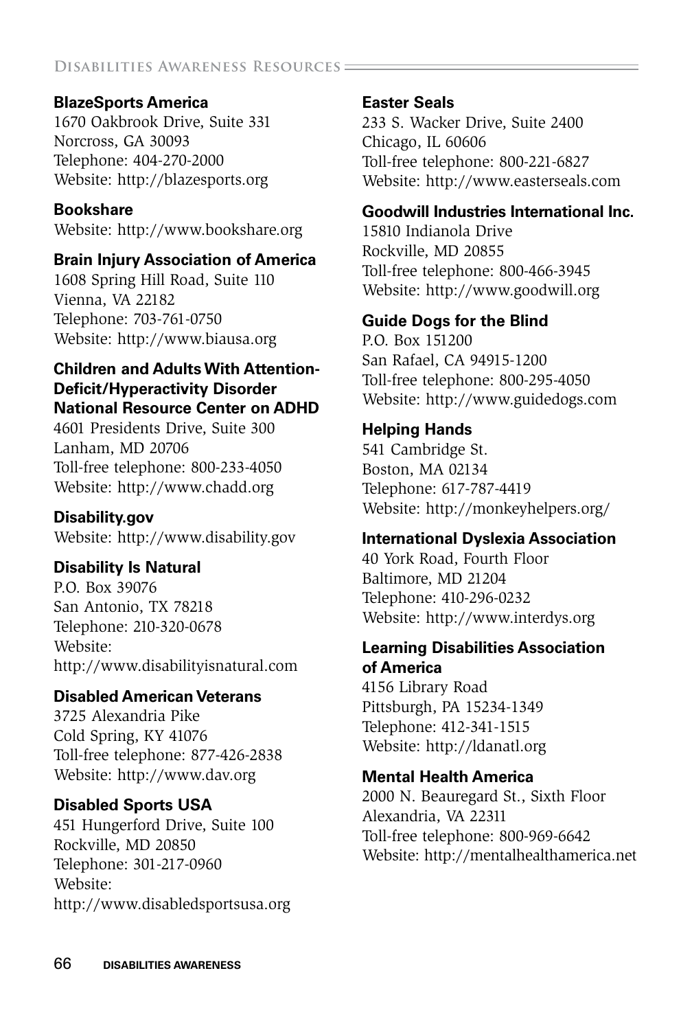**BlazeSports America**
1670 Oakbrook Drive, Suite 331
Norcross, GA 30093
Telephone: 404-270-2000
Website: http://blazesports.org

**Bookshare**
Website: http://www.bookshare.org

**Brain Injury Association of America**
1608 Spring Hill Road, Suite 110
Vienna, VA 22182
Telephone: 703-761-0750
Website: http://www.biausa.org

**Children and Adults With Attention-Deficit/Hyperactivity Disorder National Resource Center on ADHD**
4601 Presidents Drive, Suite 300
Lanham, MD 20706
Toll-free telephone: 800-233-4050
Website: http://www.chadd.org

**Disability.gov**
Website: http://www.disability.gov

**Disability Is Natural**
P.O. Box 39076
San Antonio, TX 78218
Telephone: 210-320-0678
Website:
http://www.disabilityisnatural.com

**Disabled American Veterans**
3725 Alexandria Pike
Cold Spring, KY 41076
Toll-free telephone: 877-426-2838
Website: http://www.dav.org

**Disabled Sports USA**
451 Hungerford Drive, Suite 100
Rockville, MD 20850
Telephone: 301-217-0960
Website:
http://www.disabledsportsusa.org

**Easter Seals**
233 S. Wacker Drive, Suite 2400
Chicago, IL 60606
Toll-free telephone: 800-221-6827
Website: http://www.easterseals.com

**Goodwill Industries International Inc.**
15810 Indianola Drive
Rockville, MD 20855
Toll-free telephone: 800-466-3945
Website: http://www.goodwill.org

**Guide Dogs for the Blind**
P.O. Box 151200
San Rafael, CA 94915-1200
Toll-free telephone: 800-295-4050
Website: http://www.guidedogs.com

**Helping Hands**
541 Cambridge St.
Boston, MA 02134
Telephone: 617-787-4419
Website: http://monkeyhelpers.org/

**International Dyslexia Association**
40 York Road, Fourth Floor
Baltimore, MD 21204
Telephone: 410-296-0232
Website: http://www.interdys.org

**Learning Disabilities Association of America**
4156 Library Road
Pittsburgh, PA 15234-1349
Telephone: 412-341-1515
Website: http://ldanatl.org

**Mental Health America**
2000 N. Beauregard St., Sixth Floor
Alexandria, VA 22311
Toll-free telephone: 800-969-6642
Website: http://mentalhealthamerica.net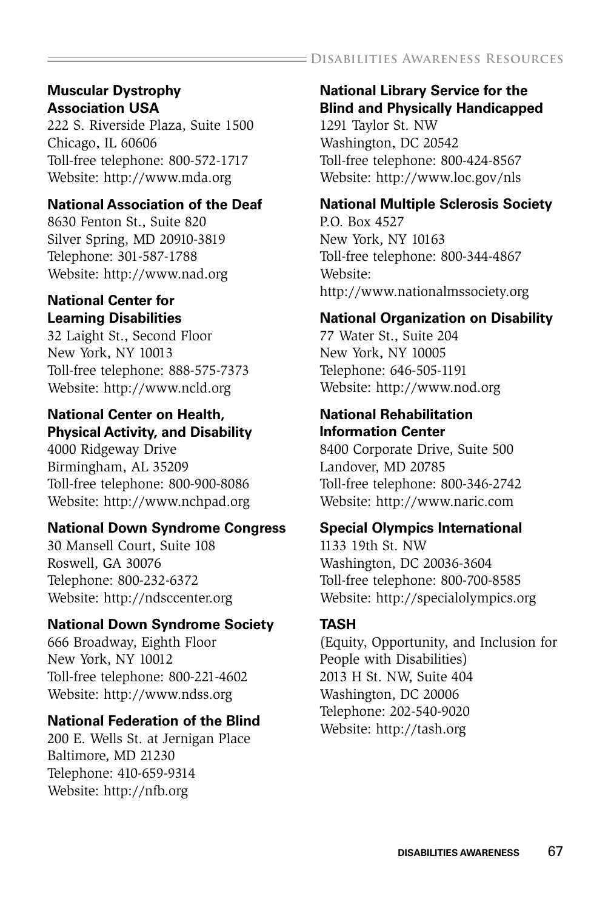**Muscular Dystrophy Association USA**
222 S. Riverside Plaza, Suite 1500
Chicago, IL 60606
Toll-free telephone: 800-572-1717
Website: http://www.mda.org

**National Association of the Deaf**
8630 Fenton St., Suite 820
Silver Spring, MD 20910-3819
Telephone: 301-587-1788
Website: http://www.nad.org

**National Center for Learning Disabilities**
32 Laight St., Second Floor
New York, NY 10013
Toll-free telephone: 888-575-7373
Website: http://www.ncld.org

**National Center on Health, Physical Activity, and Disability**
4000 Ridgeway Drive
Birmingham, AL 35209
Toll-free telephone: 800-900-8086
Website: http://www.nchpad.org

**National Down Syndrome Congress**
30 Mansell Court, Suite 108
Roswell, GA 30076
Telephone: 800-232-6372
Website: http://ndsccenter.org

**National Down Syndrome Society**
666 Broadway, Eighth Floor
New York, NY 10012
Toll-free telephone: 800-221-4602
Website: http://www.ndss.org

**National Federation of the Blind**
200 E. Wells St. at Jernigan Place
Baltimore, MD 21230
Telephone: 410-659-9314
Website: http://nfb.org

**National Library Service for the Blind and Physically Handicapped**
1291 Taylor St. NW
Washington, DC 20542
Toll-free telephone: 800-424-8567
Website: http://www.loc.gov/nls

**National Multiple Sclerosis Society**
P.O. Box 4527
New York, NY 10163
Toll-free telephone: 800-344-4867
Website:
http://www.nationalmssociety.org

**National Organization on Disability**
77 Water St., Suite 204
New York, NY 10005
Telephone: 646-505-1191
Website: http://www.nod.org

**National Rehabilitation Information Center**
8400 Corporate Drive, Suite 500
Landover, MD 20785
Toll-free telephone: 800-346-2742
Website: http://www.naric.com

**Special Olympics International**
1133 19th St. NW
Washington, DC 20036-3604
Toll-free telephone: 800-700-8585
Website: http://specialolympics.org

**TASH**
(Equity, Opportunity, and Inclusion for People with Disabilities)
2013 H St. NW, Suite 404
Washington, DC 20006
Telephone: 202-540-9020
Website: http://tash.org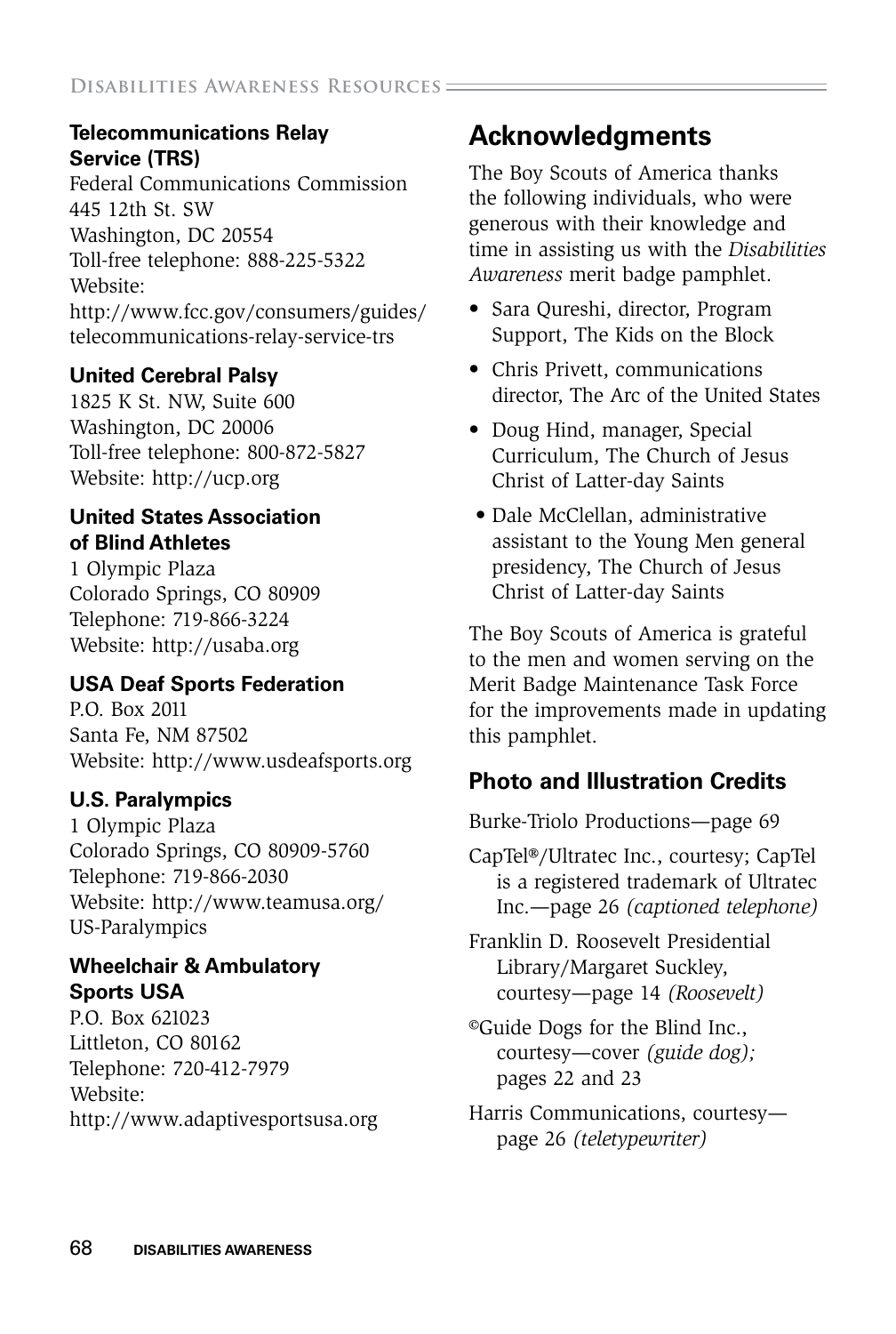**Telecommunications Relay Service (TRS)**
Federal Communications Commission
445 12th St. SW
Washington, DC 20554
Toll-free telephone: 888-225-5322
Website:
http://www.fcc.gov/consumers/guides/telecommunications-relay-service-trs

**United Cerebral Palsy**
1825 K St. NW, Suite 600
Washington, DC 20006
Toll-free telephone: 800-872-5827
Website: http://ucp.org

**United States Association of Blind Athletes**
1 Olympic Plaza
Colorado Springs, CO 80909
Telephone: 719-866-3224
Website: http://usaba.org

**USA Deaf Sports Federation**
P.O. Box 2011
Santa Fe, NM 87502
Website: http://www.usdeafsports.org

**U.S. Paralympics**
1 Olympic Plaza
Colorado Springs, CO 80909-5760
Telephone: 719-866-2030
Website: http://www.teamusa.org/US-Paralympics

**Wheelchair & Ambulatory Sports USA**
P.O. Box 621023
Littleton, CO 80162
Telephone: 720-412-7979
Website:
http://www.adaptivesportsusa.org

## Acknowledgments

The Boy Scouts of America thanks the following individuals, who were generous with their knowledge and time in assisting us with the *Disabilities Awareness* merit badge pamphlet.

- Sara Qureshi, director, Program Support, The Kids on the Block
- Chris Privett, communications director, The Arc of the United States
- Doug Hind, manager, Special Curriculum, The Church of Jesus Christ of Latter-day Saints
- Dale McClellan, administrative assistant to the Young Men general presidency, The Church of Jesus Christ of Latter-day Saints

The Boy Scouts of America is grateful to the men and women serving on the Merit Badge Maintenance Task Force for the improvements made in updating this pamphlet.

### Photo and Illustration Credits

Burke-Triolo Productions—page 69

CapTel®/Ultratec Inc., courtesy; CapTel is a registered trademark of Ultratec Inc.—page 26 *(captioned telephone)*

Franklin D. Roosevelt Presidential Library/Margaret Suckley, courtesy—page 14 *(Roosevelt)*

©Guide Dogs for the Blind Inc., courtesy—cover *(guide dog)*; pages 22 and 23

Harris Communications, courtesy—page 26 *(teletypewriter)*